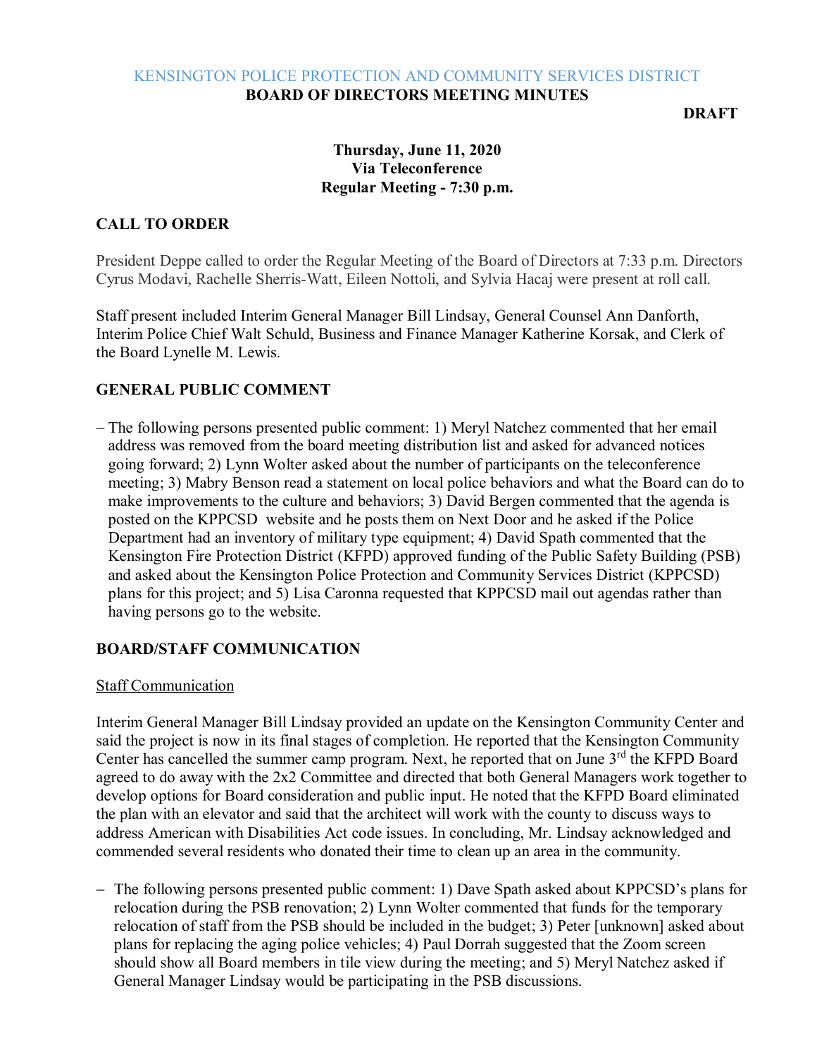KENSINGTON POLICE PROTECTION AND COMMUNITY SERVICES DISTRICT

**BOARD OF DIRECTORS MEETING MINUTES**

**DRAFT**

**Thursday, June 11, 2020**
**Via Teleconference**
**Regular Meeting - 7:30 p.m.**

## CALL TO ORDER

President Deppe called to order the Regular Meeting of the Board of Directors at 7:33 p.m. Directors Cyrus Modavi, Rachelle Sherris-Watt, Eileen Nottoli, and Sylvia Hacaj were present at roll call.

Staff present included Interim General Manager Bill Lindsay, General Counsel Ann Danforth, Interim Police Chief Walt Schuld, Business and Finance Manager Katherine Korsak, and Clerk of the Board Lynelle M. Lewis.

## GENERAL PUBLIC COMMENT

- The following persons presented public comment: 1) Meryl Natchez commented that her email address was removed from the board meeting distribution list and asked for advanced notices going forward; 2) Lynn Wolter asked about the number of participants on the teleconference meeting; 3) Mabry Benson read a statement on local police behaviors and what the Board can do to make improvements to the culture and behaviors; 3) David Bergen commented that the agenda is posted on the KPPCSD website and he posts them on Next Door and he asked if the Police Department had an inventory of military type equipment; 4) David Spath commented that the Kensington Fire Protection District (KFPD) approved funding of the Public Safety Building (PSB) and asked about the Kensington Police Protection and Community Services District (KPPCSD) plans for this project; and 5) Lisa Caronna requested that KPPCSD mail out agendas rather than having persons go to the website.

## BOARD/STAFF COMMUNICATION

Staff Communication

Interim General Manager Bill Lindsay provided an update on the Kensington Community Center and said the project is now in its final stages of completion. He reported that the Kensington Community Center has cancelled the summer camp program. Next, he reported that on June 3rd the KFPD Board agreed to do away with the 2x2 Committee and directed that both General Managers work together to develop options for Board consideration and public input. He noted that the KFPD Board eliminated the plan with an elevator and said that the architect will work with the county to discuss ways to address American with Disabilities Act code issues. In concluding, Mr. Lindsay acknowledged and commended several residents who donated their time to clean up an area in the community.

- The following persons presented public comment: 1) Dave Spath asked about KPPCSD's plans for relocation during the PSB renovation; 2) Lynn Wolter commented that funds for the temporary relocation of staff from the PSB should be included in the budget; 3) Peter [unknown] asked about plans for replacing the aging police vehicles; 4) Paul Dorrah suggested that the Zoom screen should show all Board members in tile view during the meeting; and 5) Meryl Natchez asked if General Manager Lindsay would be participating in the PSB discussions.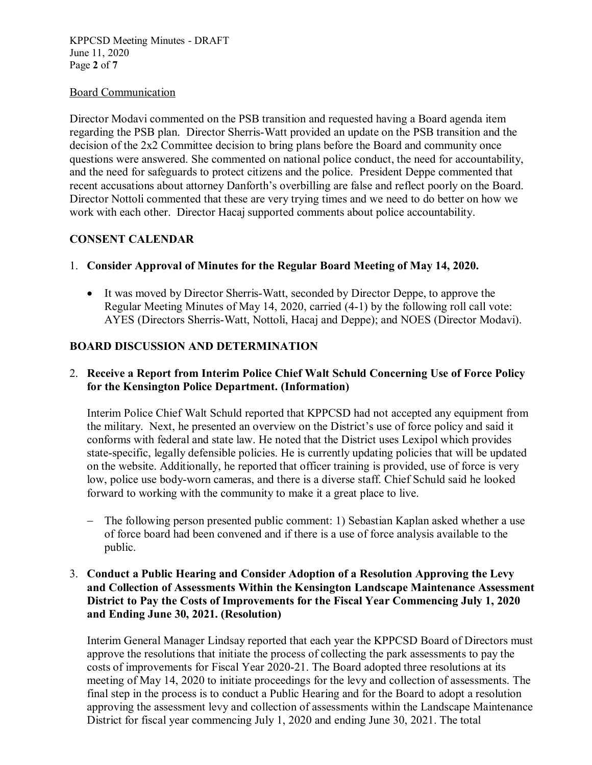Board Communication

Director Modavi commented on the PSB transition and requested having a Board agenda item regarding the PSB plan. Director Sherris-Watt provided an update on the PSB transition and the decision of the 2x2 Committee decision to bring plans before the Board and community once questions were answered. She commented on national police conduct, the need for accountability, and the need for safeguards to protect citizens and the police. President Deppe commented that recent accusations about attorney Danforth's overbilling are false and reflect poorly on the Board. Director Nottoli commented that these are very trying times and we need to do better on how we work with each other. Director Hacaj supported comments about police accountability.

## CONSENT CALENDAR

1. **Consider Approval of Minutes for the Regular Board Meeting of May 14, 2020.**

   - It was moved by Director Sherris-Watt, seconded by Director Deppe, to approve the Regular Meeting Minutes of May 14, 2020, carried (4-1) by the following roll call vote: AYES (Directors Sherris-Watt, Nottoli, Hacaj and Deppe); and NOES (Director Modavi).

## BOARD DISCUSSION AND DETERMINATION

2. **Receive a Report from Interim Police Chief Walt Schuld Concerning Use of Force Policy for the Kensington Police Department. (Information)**

   Interim Police Chief Walt Schuld reported that KPPCSD had not accepted any equipment from the military. Next, he presented an overview on the District's use of force policy and said it conforms with federal and state law. He noted that the District uses Lexipol which provides state-specific, legally defensible policies. He is currently updating policies that will be updated on the website. Additionally, he reported that officer training is provided, use of force is very low, police use body-worn cameras, and there is a diverse staff. Chief Schuld said he looked forward to working with the community to make it a great place to live.

   - The following person presented public comment: 1) Sebastian Kaplan asked whether a use of force board had been convened and if there is a use of force analysis available to the public.

3. **Conduct a Public Hearing and Consider Adoption of a Resolution Approving the Levy and Collection of Assessments Within the Kensington Landscape Maintenance Assessment District to Pay the Costs of Improvements for the Fiscal Year Commencing July 1, 2020 and Ending June 30, 2021. (Resolution)**

   Interim General Manager Lindsay reported that each year the KPPCSD Board of Directors must approve the resolutions that initiate the process of collecting the park assessments to pay the costs of improvements for Fiscal Year 2020-21. The Board adopted three resolutions at its meeting of May 14, 2020 to initiate proceedings for the levy and collection of assessments. The final step in the process is to conduct a Public Hearing and for the Board to adopt a resolution approving the assessment levy and collection of assessments within the Landscape Maintenance District for fiscal year commencing July 1, 2020 and ending June 30, 2021. The total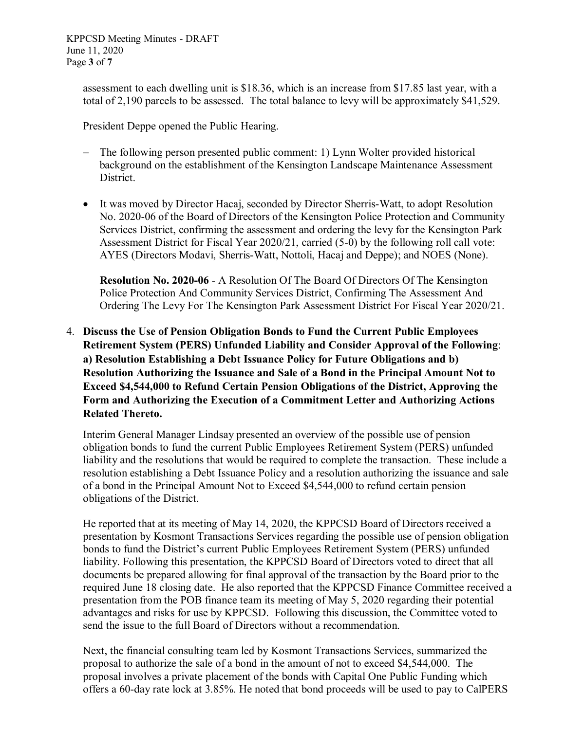assessment to each dwelling unit is $18.36, which is an increase from $17.85 last year, with a total of 2,190 parcels to be assessed. The total balance to levy will be approximately $41,529.

President Deppe opened the Public Hearing.

- The following person presented public comment: 1) Lynn Wolter provided historical background on the establishment of the Kensington Landscape Maintenance Assessment District.

- It was moved by Director Hacaj, seconded by Director Sherris-Watt, to adopt Resolution No. 2020-06 of the Board of Directors of the Kensington Police Protection and Community Services District, confirming the assessment and ordering the levy for the Kensington Park Assessment District for Fiscal Year 2020/21, carried (5-0) by the following roll call vote: AYES (Directors Modavi, Sherris-Watt, Nottoli, Hacaj and Deppe); and NOES (None).

  **Resolution No. 2020-06** - A Resolution Of The Board Of Directors Of The Kensington Police Protection And Community Services District, Confirming The Assessment And Ordering The Levy For The Kensington Park Assessment District For Fiscal Year 2020/21.

4. **Discuss the Use of Pension Obligation Bonds to Fund the Current Public Employees Retirement System (PERS) Unfunded Liability and Consider Approval of the Following: a) Resolution Establishing a Debt Issuance Policy for Future Obligations and b) Resolution Authorizing the Issuance and Sale of a Bond in the Principal Amount Not to Exceed $4,544,000 to Refund Certain Pension Obligations of the District, Approving the Form and Authorizing the Execution of a Commitment Letter and Authorizing Actions Related Thereto.**

   Interim General Manager Lindsay presented an overview of the possible use of pension obligation bonds to fund the current Public Employees Retirement System (PERS) unfunded liability and the resolutions that would be required to complete the transaction. These include a resolution establishing a Debt Issuance Policy and a resolution authorizing the issuance and sale of a bond in the Principal Amount Not to Exceed $4,544,000 to refund certain pension obligations of the District.

   He reported that at its meeting of May 14, 2020, the KPPCSD Board of Directors received a presentation by Kosmont Transactions Services regarding the possible use of pension obligation bonds to fund the District's current Public Employees Retirement System (PERS) unfunded liability. Following this presentation, the KPPCSD Board of Directors voted to direct that all documents be prepared allowing for final approval of the transaction by the Board prior to the required June 18 closing date. He also reported that the KPPCSD Finance Committee received a presentation from the POB finance team its meeting of May 5, 2020 regarding their potential advantages and risks for use by KPPCSD. Following this discussion, the Committee voted to send the issue to the full Board of Directors without a recommendation.

   Next, the financial consulting team led by Kosmont Transactions Services, summarized the proposal to authorize the sale of a bond in the amount of not to exceed $4,544,000. The proposal involves a private placement of the bonds with Capital One Public Funding which offers a 60-day rate lock at 3.85%. He noted that bond proceeds will be used to pay to CalPERS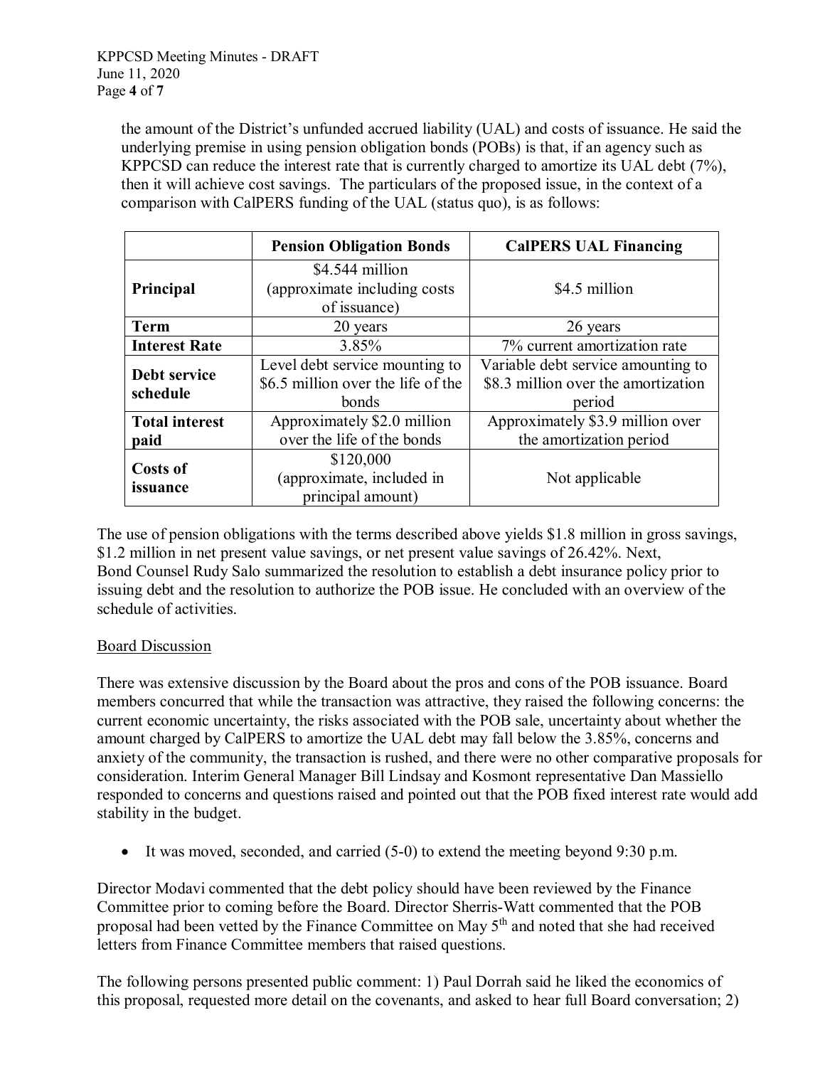the amount of the District's unfunded accrued liability (UAL) and costs of issuance. He said the underlying premise in using pension obligation bonds (POBs) is that, if an agency such as KPPCSD can reduce the interest rate that is currently charged to amortize its UAL debt (7%), then it will achieve cost savings. The particulars of the proposed issue, in the context of a comparison with CalPERS funding of the UAL (status quo), is as follows:

| | **Pension Obligation Bonds** | **CalPERS UAL Financing** |
|---|---|---|
| **Principal** | $4.544 million (approximate including costs of issuance) | $4.5 million |
| **Term** | 20 years | 26 years |
| **Interest Rate** | 3.85% | 7% current amortization rate |
| **Debt service schedule** | Level debt service mounting to $6.5 million over the life of the bonds | Variable debt service amounting to $8.3 million over the amortization period |
| **Total interest paid** | Approximately $2.0 million over the life of the bonds | Approximately $3.9 million over the amortization period |
| **Costs of issuance** | $120,000 (approximate, included in principal amount) | Not applicable |

The use of pension obligations with the terms described above yields $1.8 million in gross savings, $1.2 million in net present value savings, or net present value savings of 26.42%. Next, Bond Counsel Rudy Salo summarized the resolution to establish a debt insurance policy prior to issuing debt and the resolution to authorize the POB issue. He concluded with an overview of the schedule of activities.

Board Discussion

There was extensive discussion by the Board about the pros and cons of the POB issuance. Board members concurred that while the transaction was attractive, they raised the following concerns: the current economic uncertainty, the risks associated with the POB sale, uncertainty about whether the amount charged by CalPERS to amortize the UAL debt may fall below the 3.85%, concerns and anxiety of the community, the transaction is rushed, and there were no other comparative proposals for consideration. Interim General Manager Bill Lindsay and Kosmont representative Dan Massiello responded to concerns and questions raised and pointed out that the POB fixed interest rate would add stability in the budget.

- It was moved, seconded, and carried (5-0) to extend the meeting beyond 9:30 p.m.

Director Modavi commented that the debt policy should have been reviewed by the Finance Committee prior to coming before the Board. Director Sherris-Watt commented that the POB proposal had been vetted by the Finance Committee on May 5th and noted that she had received letters from Finance Committee members that raised questions.

The following persons presented public comment: 1) Paul Dorrah said he liked the economics of this proposal, requested more detail on the covenants, and asked to hear full Board conversation; 2)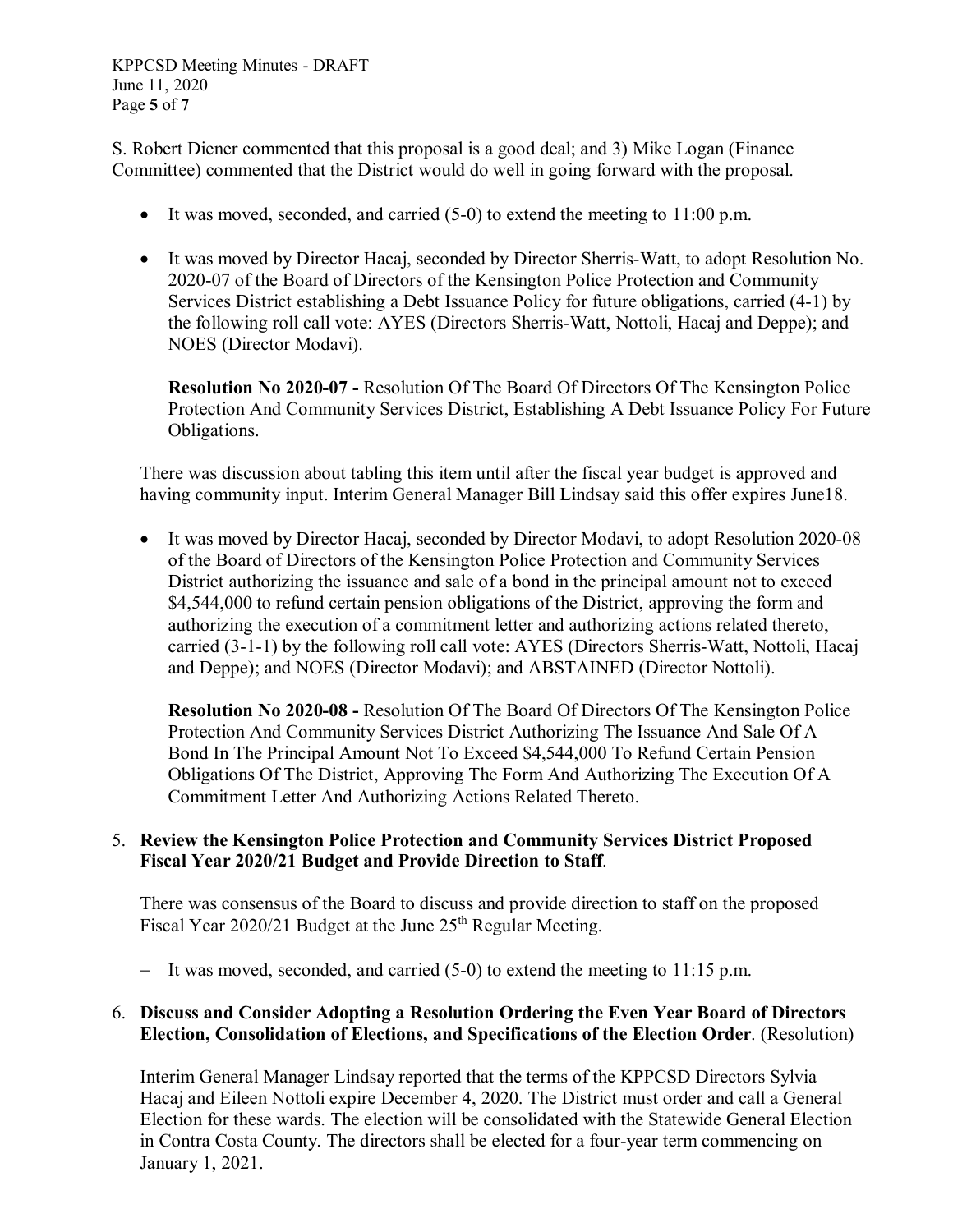S. Robert Diener commented that this proposal is a good deal; and 3) Mike Logan (Finance Committee) commented that the District would do well in going forward with the proposal.

- It was moved, seconded, and carried (5-0) to extend the meeting to 11:00 p.m.

- It was moved by Director Hacaj, seconded by Director Sherris-Watt, to adopt Resolution No. 2020-07 of the Board of Directors of the Kensington Police Protection and Community Services District establishing a Debt Issuance Policy for future obligations, carried (4-1) by the following roll call vote: AYES (Directors Sherris-Watt, Nottoli, Hacaj and Deppe); and NOES (Director Modavi).

  **Resolution No 2020-07 -** Resolution Of The Board Of Directors Of The Kensington Police Protection And Community Services District, Establishing A Debt Issuance Policy For Future Obligations.

There was discussion about tabling this item until after the fiscal year budget is approved and having community input. Interim General Manager Bill Lindsay said this offer expires June18.

- It was moved by Director Hacaj, seconded by Director Modavi, to adopt Resolution 2020-08 of the Board of Directors of the Kensington Police Protection and Community Services District authorizing the issuance and sale of a bond in the principal amount not to exceed $4,544,000 to refund certain pension obligations of the District, approving the form and authorizing the execution of a commitment letter and authorizing actions related thereto, carried (3-1-1) by the following roll call vote: AYES (Directors Sherris-Watt, Nottoli, Hacaj and Deppe); and NOES (Director Modavi); and ABSTAINED (Director Nottoli).

  **Resolution No 2020-08 -** Resolution Of The Board Of Directors Of The Kensington Police Protection And Community Services District Authorizing The Issuance And Sale Of A Bond In The Principal Amount Not To Exceed $4,544,000 To Refund Certain Pension Obligations Of The District, Approving The Form And Authorizing The Execution Of A Commitment Letter And Authorizing Actions Related Thereto.

5. **Review the Kensington Police Protection and Community Services District Proposed Fiscal Year 2020/21 Budget and Provide Direction to Staff**.

   There was consensus of the Board to discuss and provide direction to staff on the proposed Fiscal Year 2020/21 Budget at the June 25th Regular Meeting.

   - It was moved, seconded, and carried (5-0) to extend the meeting to 11:15 p.m.

6. **Discuss and Consider Adopting a Resolution Ordering the Even Year Board of Directors Election, Consolidation of Elections, and Specifications of the Election Order**. (Resolution)

   Interim General Manager Lindsay reported that the terms of the KPPCSD Directors Sylvia Hacaj and Eileen Nottoli expire December 4, 2020. The District must order and call a General Election for these wards. The election will be consolidated with the Statewide General Election in Contra Costa County. The directors shall be elected for a four-year term commencing on January 1, 2021.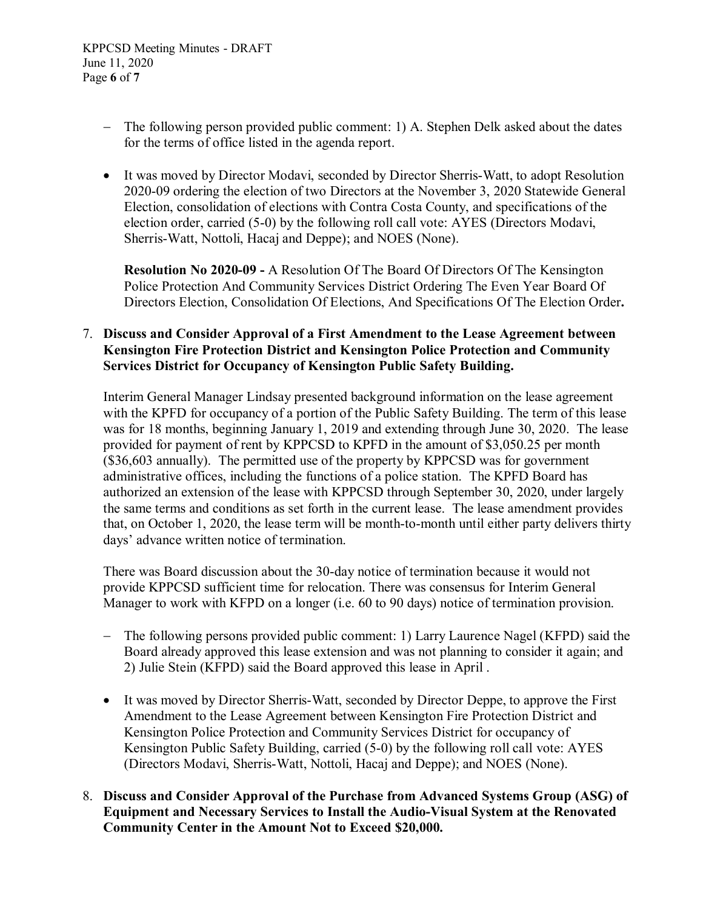- The following person provided public comment: 1) A. Stephen Delk asked about the dates for the terms of office listed in the agenda report.

- It was moved by Director Modavi, seconded by Director Sherris-Watt, to adopt Resolution 2020-09 ordering the election of two Directors at the November 3, 2020 Statewide General Election, consolidation of elections with Contra Costa County, and specifications of the election order, carried (5-0) by the following roll call vote: AYES (Directors Modavi, Sherris-Watt, Nottoli, Hacaj and Deppe); and NOES (None).

  **Resolution No 2020-09 -** A Resolution Of The Board Of Directors Of The Kensington Police Protection And Community Services District Ordering The Even Year Board Of Directors Election, Consolidation Of Elections, And Specifications Of The Election Order**.**

7. **Discuss and Consider Approval of a First Amendment to the Lease Agreement between Kensington Fire Protection District and Kensington Police Protection and Community Services District for Occupancy of Kensington Public Safety Building.**

   Interim General Manager Lindsay presented background information on the lease agreement with the KPFD for occupancy of a portion of the Public Safety Building. The term of this lease was for 18 months, beginning January 1, 2019 and extending through June 30, 2020. The lease provided for payment of rent by KPPCSD to KPFD in the amount of $3,050.25 per month ($36,603 annually). The permitted use of the property by KPPCSD was for government administrative offices, including the functions of a police station. The KPFD Board has authorized an extension of the lease with KPPCSD through September 30, 2020, under largely the same terms and conditions as set forth in the current lease. The lease amendment provides that, on October 1, 2020, the lease term will be month-to-month until either party delivers thirty days' advance written notice of termination.

   There was Board discussion about the 30-day notice of termination because it would not provide KPPCSD sufficient time for relocation. There was consensus for Interim General Manager to work with KFPD on a longer (i.e. 60 to 90 days) notice of termination provision.

   - The following persons provided public comment: 1) Larry Laurence Nagel (KFPD) said the Board already approved this lease extension and was not planning to consider it again; and 2) Julie Stein (KFPD) said the Board approved this lease in April .

   - It was moved by Director Sherris-Watt, seconded by Director Deppe, to approve the First Amendment to the Lease Agreement between Kensington Fire Protection District and Kensington Police Protection and Community Services District for occupancy of Kensington Public Safety Building, carried (5-0) by the following roll call vote: AYES (Directors Modavi, Sherris-Watt, Nottoli, Hacaj and Deppe); and NOES (None).

8. **Discuss and Consider Approval of the Purchase from Advanced Systems Group (ASG) of Equipment and Necessary Services to Install the Audio-Visual System at the Renovated Community Center in the Amount Not to Exceed $20,000.**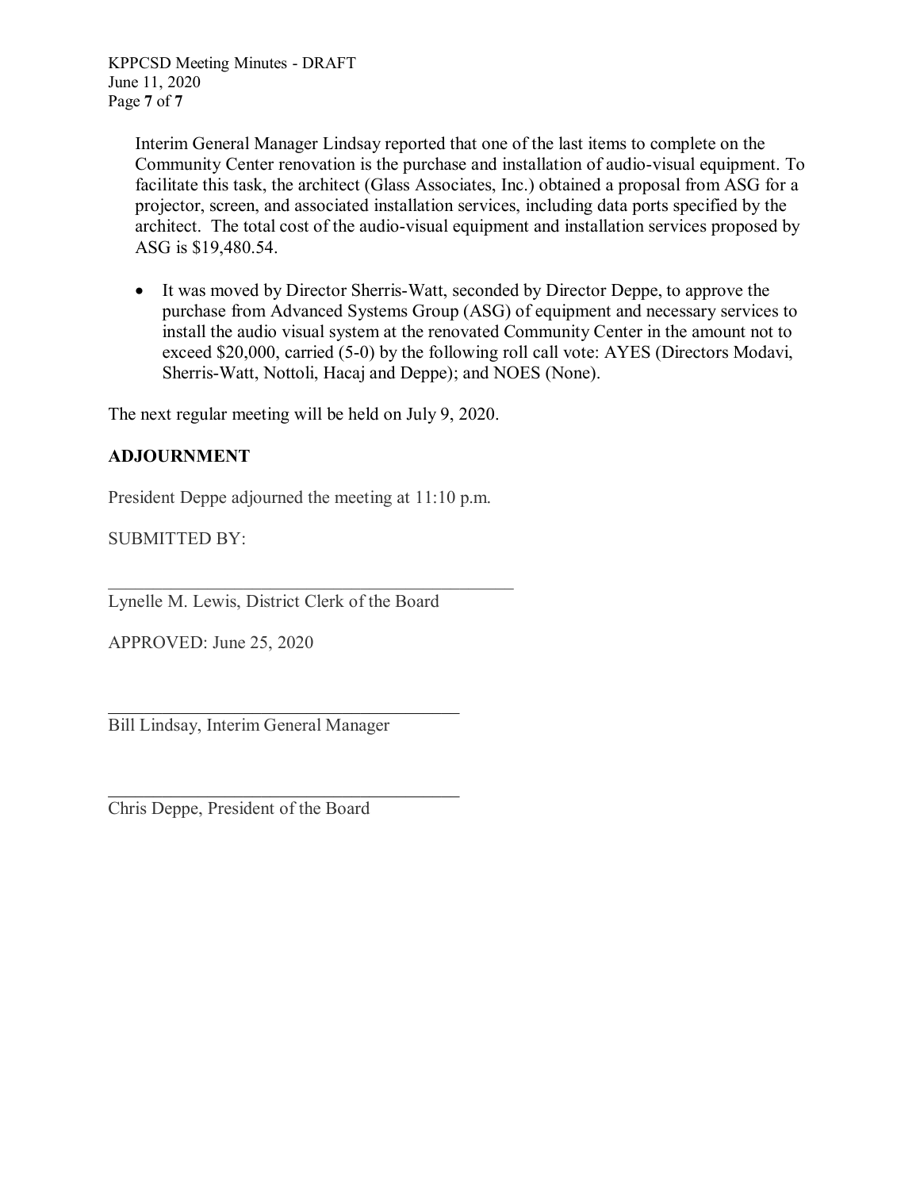Interim General Manager Lindsay reported that one of the last items to complete on the Community Center renovation is the purchase and installation of audio-visual equipment. To facilitate this task, the architect (Glass Associates, Inc.) obtained a proposal from ASG for a projector, screen, and associated installation services, including data ports specified by the architect. The total cost of the audio-visual equipment and installation services proposed by ASG is $19,480.54.

- It was moved by Director Sherris-Watt, seconded by Director Deppe, to approve the purchase from Advanced Systems Group (ASG) of equipment and necessary services to install the audio visual system at the renovated Community Center in the amount not to exceed $20,000, carried (5-0) by the following roll call vote: AYES (Directors Modavi, Sherris-Watt, Nottoli, Hacaj and Deppe); and NOES (None).

The next regular meeting will be held on July 9, 2020.

**ADJOURNMENT**

President Deppe adjourned the meeting at 11:10 p.m.

SUBMITTED BY:

_______________________________________________

Lynelle M. Lewis, District Clerk of the Board

APPROVED: June 25, 2020

_______________________________________

Bill Lindsay, Interim General Manager

_______________________________________

Chris Deppe, President of the Board